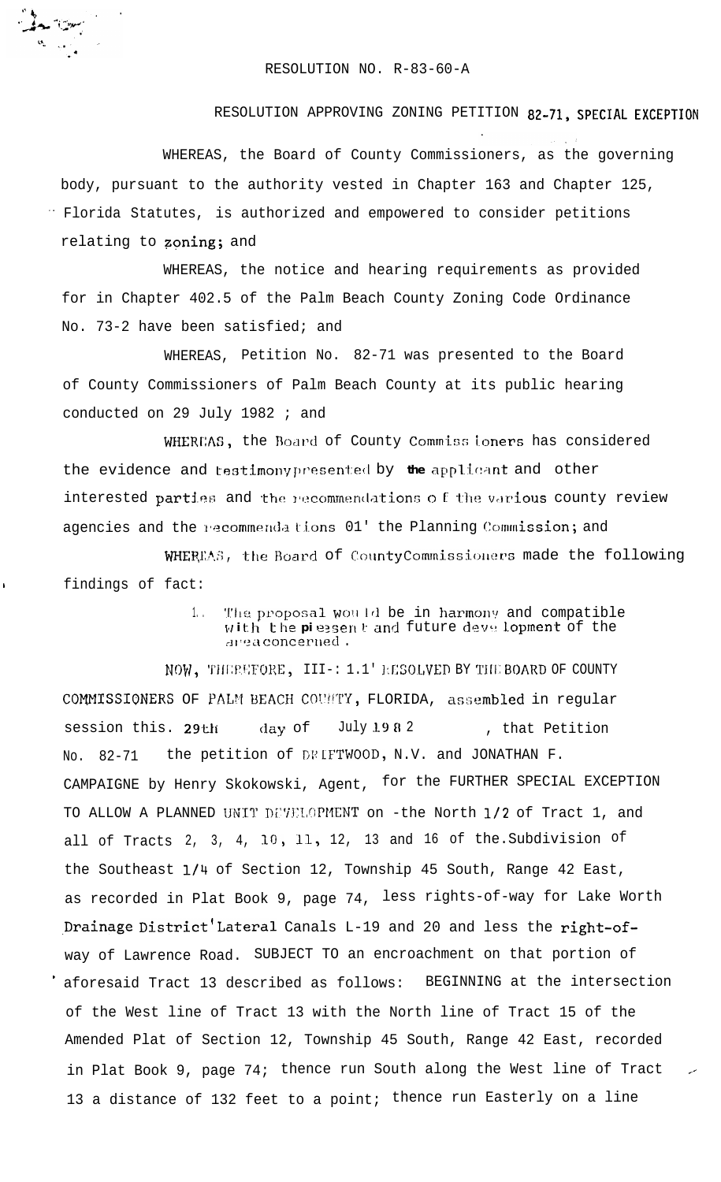RESOLUTION NO. R-83-60-A

RESOLUTION APPROVING ZONING PETITION 82-71, SPECIAL EXCEPTION

WHEREAS, the Board of County Commissioners, as the governing body, pursuant to the authority vested in Chapter 163 and Chapter 125, Florida Statutes, is authorized and empowered to consider petitions relating to zoning; and

WHEREAS, the notice and hearing requirements as provided for in Chapter 402.5 of the Palm Beach County Zoning Code Ordinance No. 73-2 have been satisfied; and

WHEREAS, Petition No. 82-71 was presented to the Board of County Commissioners of Palm Beach County at its public hearing conducted on 29 July 1982 ; and

WHEREAS, the Board of County Commissioners has considered the evidence and testimony presented by the applicant and other interested parties and the recommendations of the various county review agencies and the recommendations of the Planning Commission; and

WHEREAS, the Board of County Commissioners made the following findings of fact:

1. The proposal would be in harmony and compatible with the present and future development of the area concerned.

NOW, THEREFORE, BE IT RESOLVED BY THE BOARD OF COUNTY COMMISSIONERS OF PALM BEACH COUNTY, FLORIDA, assembled in regular session this 29th day of July 1982, that Petition No. 82-71 the petition of DRIFTWOOD, N.V. and JONATHAN F. CAMPAIGNE by Henry Skokowski, Agent, for the FURTHER SPECIAL EXCEPTION TO ALLOW A PLANNED UNIT DEVELOPMENT on -the North 1/2 of Tract 1, and all of Tracts 2, 3, 4, 10, 11, 12, 13 and 16 of the Subdivision of the Southeast 1/4 of Section 12, Township 45 South, Range 42 East, as recorded in Plat Book 9, page 74, less rights-of-way for Lake Worth Drainage District Lateral Canals L-19 and 20 and less the right-of-way of Lawrence Road. SUBJECT TO an encroachment on that portion of aforesaid Tract 13 described as follows: BEGINNING at the intersection of the West line of Tract 13 with the North line of Tract 15 of the Amended Plat of Section 12, Township 45 South, Range 42 East, recorded in Plat Book 9, page 74; thence run South along the West line of Tract 13 a distance of 132 feet to a point; thence run Easterly on a line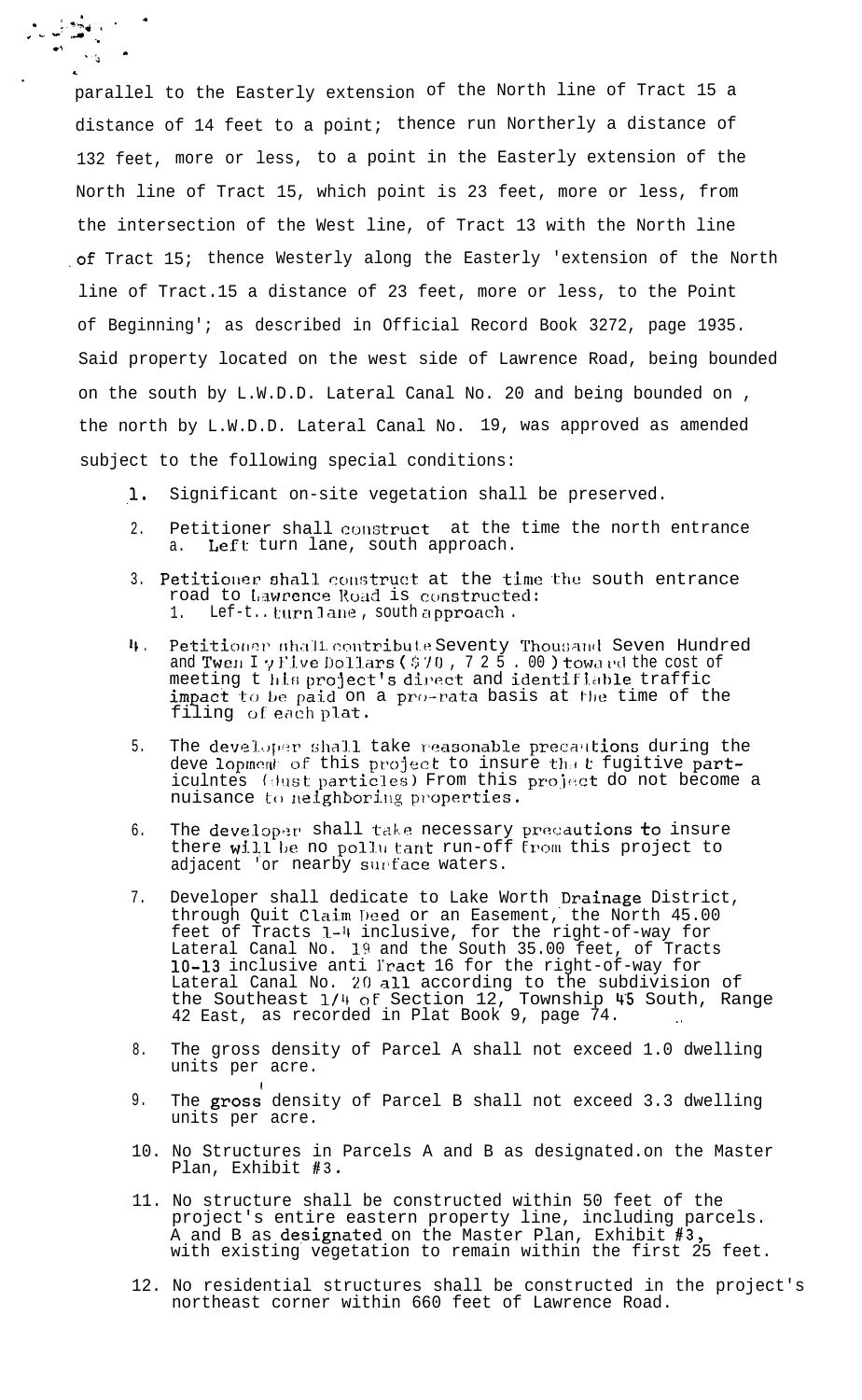parallel to the Easterly extension of the North line of Tract 15 a distance of 14 feet to a point; thence run Northerly a distance of 132 feet, more or less, to a point in the Easterly extension of the North line of Tract 15, which point is 23 feet, more or less, from the intersection of the West line, of Tract 13 with the North line of Tract 15; thence Westerly along the Easterly 'extension of the North line of Tract.15 a distance of 23 feet, more or less, to the Point of Beginning'; as described in Official Record Book 3272, page 1935. Said property located on the west side of Lawrence Road, being bounded on the south by L.W.D.D. Lateral Canal No. 20 and being bounded on , the north by L.W.D.D. Lateral Canal No. 19, was approved as amended subject to the following special conditions:

1. Significant on-site vegetation shall be preserved.

2. Petitioner shall construct at the time the north entrance
   a. Left turn lane, south approach.

3. Petitioner shall construct at the time the south entrance road to Lawrence Road is constructed:
   1. Left turn lane, south approach.

4. Petitioner shall contribute Seventy Thousand Seven Hundred and Twenty Five Dollars ($70,725.00) toward the cost of meeting this project's direct and identifiable traffic impact to be paid on a pro-rata basis at the time of the filing of each plat.

5. The developer shall take reasonable precautions during the development of this project to insure that fugitive particulates (dust particles) from this project do not become a nuisance to neighboring properties.

6. The developer shall take necessary precautions to insure there will be no pollutant run-off from this project to adjacent 'or nearby surface waters.

7. Developer shall dedicate to Lake Worth Drainage District, through Quit Claim Deed or an Easement, the North 45.00 feet of Tracts 1-4 inclusive, for the right-of-way for Lateral Canal No. 19 and the South 35.00 feet, of Tracts 10-13 inclusive and Tract 16 for the right-of-way for Lateral Canal No. 20 all according to the subdivision of the Southeast 1/4 of Section 12, Township 45 South, Range 42 East, as recorded in Plat Book 9, page 74.

8. The gross density of Parcel A shall not exceed 1.0 dwelling units per acre.

9. The gross density of Parcel B shall not exceed 3.3 dwelling units per acre.

10. No Structures in Parcels A and B as designated on the Master Plan, Exhibit #3.

11. No structure shall be constructed within 50 feet of the project's entire eastern property line, including parcels. A and B as designated on the Master Plan, Exhibit #3, with existing vegetation to remain within the first 25 feet.

12. No residential structures shall be constructed in the project's northeast corner within 660 feet of Lawrence Road.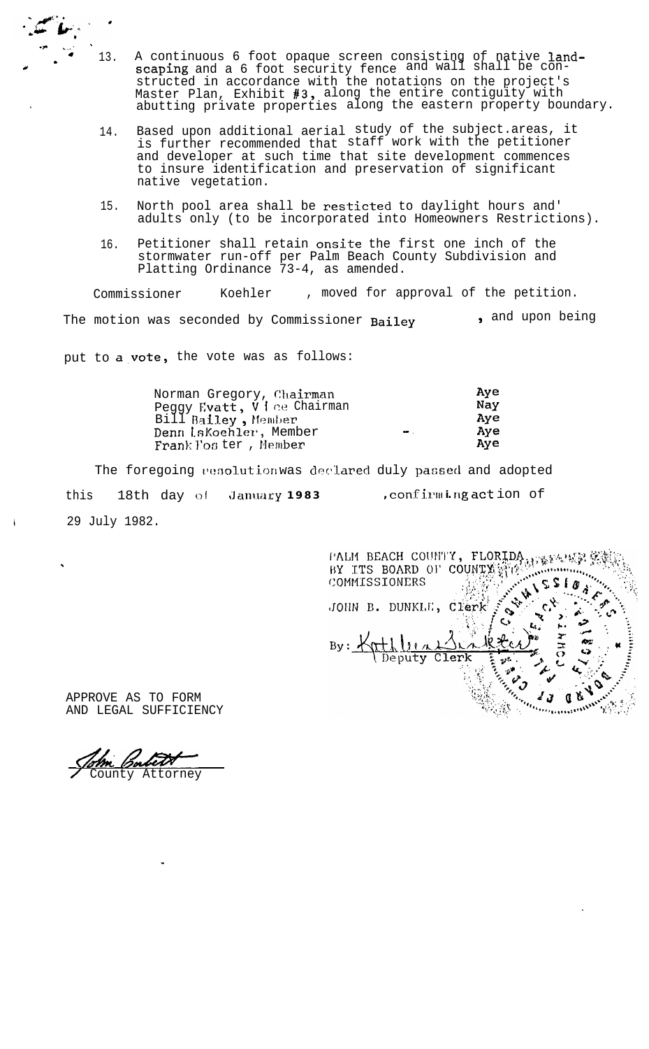13. A continuous 6 foot opaque screen consisting of native landscaping and a 6 foot security fence and wall shall be constructed in accordance with the notations on the project's Master Plan, Exhibit #3, along the entire contiguity with abutting private properties along the eastern property boundary.

14. Based upon additional aerial study of the subject.areas, it is further recommended that staff work with the petitioner and developer at such time that site development commences to insure identification and preservation of significant native vegetation.

15. North pool area shall be resticted to daylight hours and' adults only (to be incorporated into Homeowners Restrictions).

16. Petitioner shall retain onsite the first one inch of the stormwater run-off per Palm Beach County Subdivision and Platting Ordinance 73-4, as amended.

Commissioner Koehler , moved for approval of the petition.

The motion was seconded by Commissioner Bailey , and upon being put to a vote, the vote was as follows:

| | |
|---|---|
| Norman Gregory, Chairman | Aye |
| Peggy Evatt, Vice Chairman | Nay |
| Bill Bailey, Member | Aye |
| Dennis Koehler, Member | Aye |
| Frank Foster, Member | Aye |

The foregoing resolution was declared duly passed and adopted this 18th day of January 1983 , confirming action of 29 July 1982.

PALM BEACH COUNTY, FLORIDA
BY ITS BOARD OF COUNTY COMMISSIONERS

JOHN B. DUNKLE, Clerk

By: Kathleen Sinkler
Deputy Clerk

APPROVE AS TO FORM
AND LEGAL SUFFICIENCY

John Corbett
County Attorney